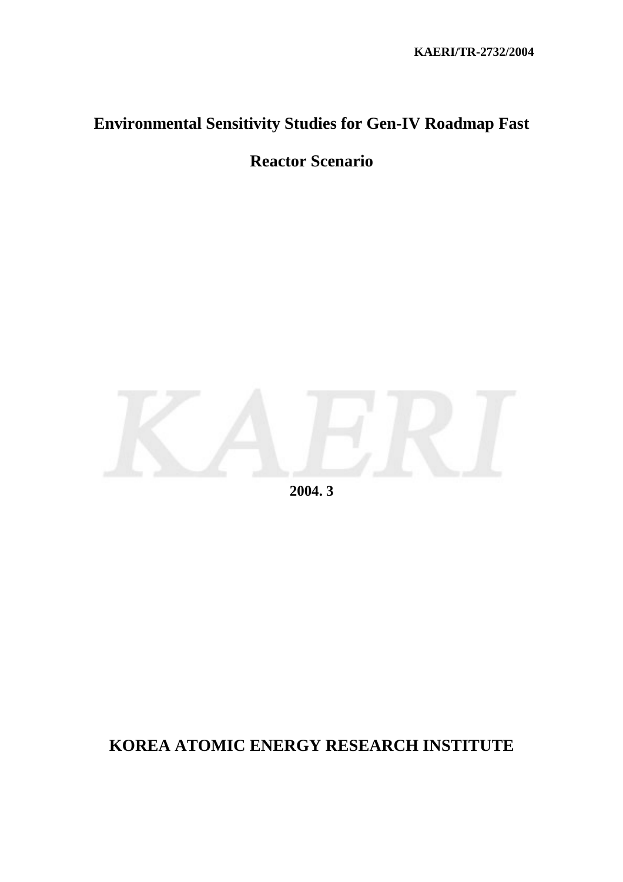KAERI/TR-2732/2004

# Environmental Sensitivity Studies for Gen-IV Roadmap Fast Reactor Scenario

2004. 3

**KOREA ATOMIC ENERGY RESEARCH INSTITUTE**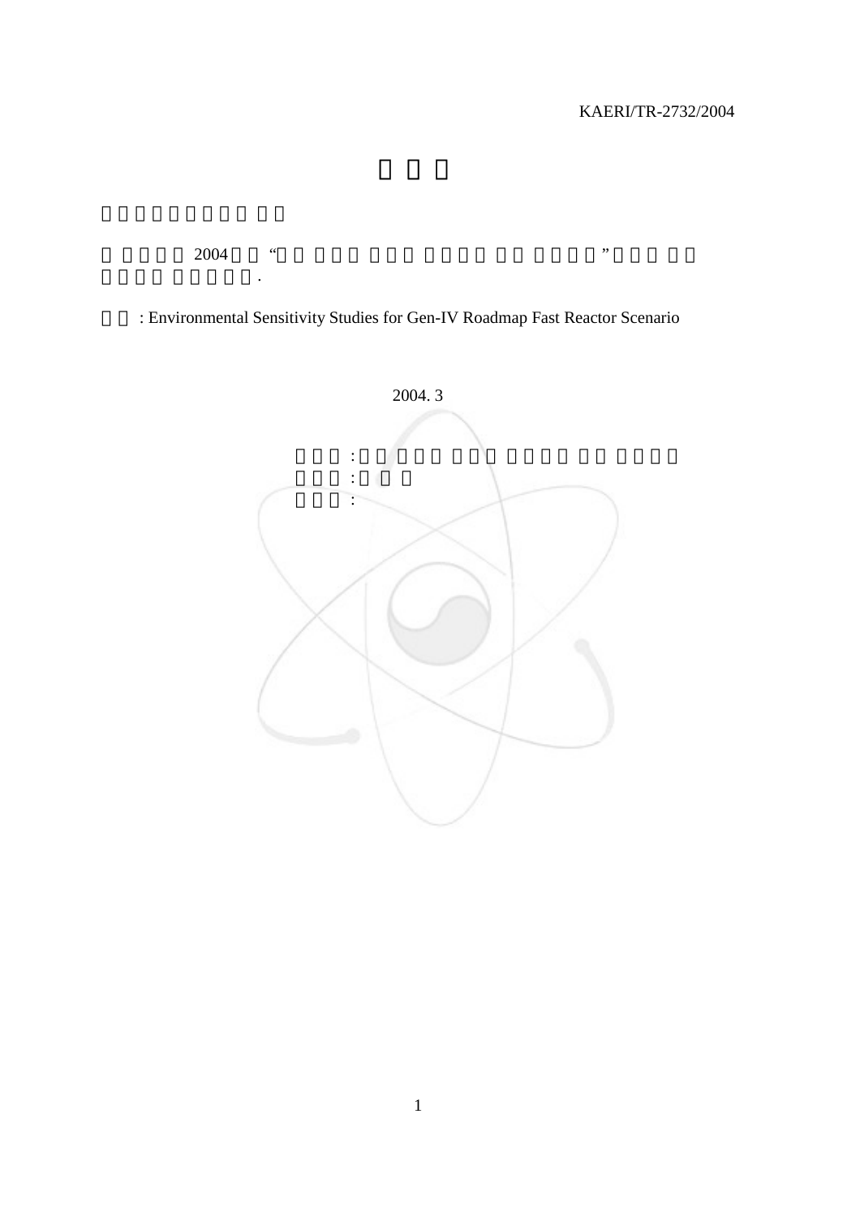KAERI/TR-2732/2004

2004 “ ”

: Environmental Sensitivity Studies for Gen-IV Roadmap Fast Reactor Scenario

2004. 3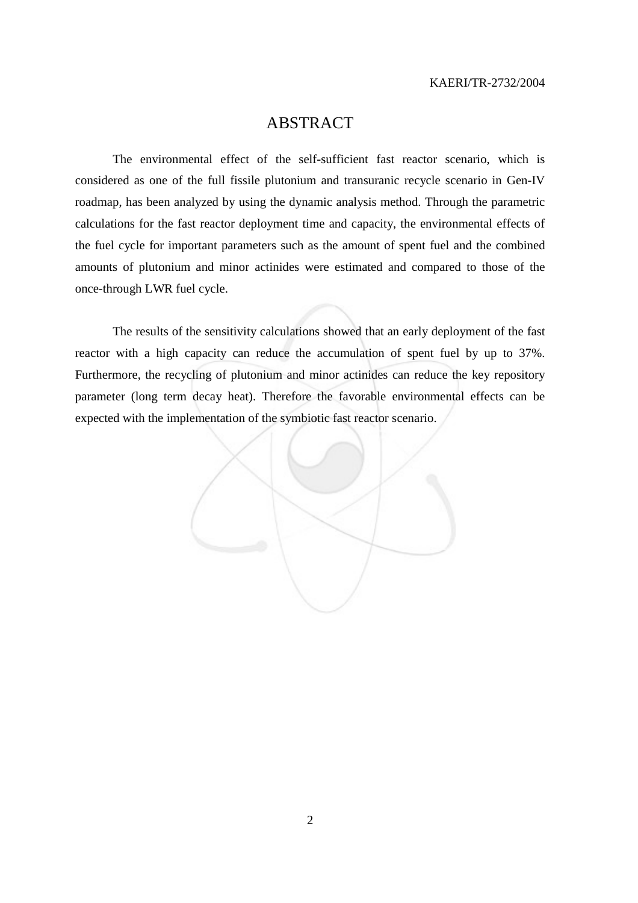# ABSTRACT

The environmental effect of the self-sufficient fast reactor scenario, which is considered as one of the full fissile plutonium and transuranic recycle scenario in Gen-IV roadmap, has been analyzed by using the dynamic analysis method. Through the parametric calculations for the fast reactor deployment time and capacity, the environmental effects of the fuel cycle for important parameters such as the amount of spent fuel and the combined amounts of plutonium and minor actinides were estimated and compared to those of the once-through LWR fuel cycle.

The results of the sensitivity calculations showed that an early deployment of the fast reactor with a high capacity can reduce the accumulation of spent fuel by up to 37%. Furthermore, the recycling of plutonium and minor actinides can reduce the key repository parameter (long term decay heat). Therefore the favorable environmental effects can be expected with the implementation of the symbiotic fast reactor scenario.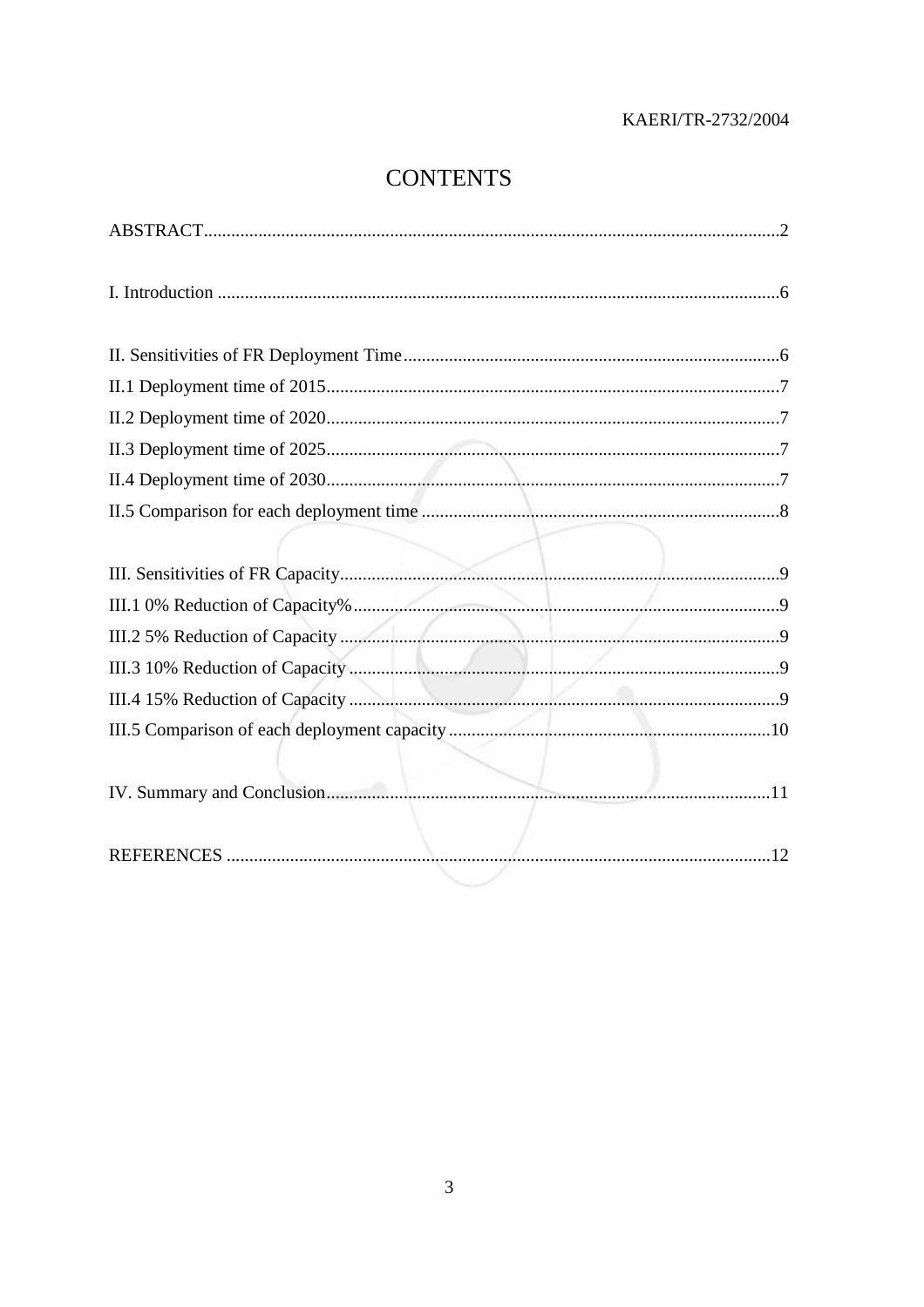# CONTENTS

ABSTRACT.............................................................................................................................2

I. Introduction ..........................................................................................................................6

II. Sensitivities of FR Deployment Time..................................................................................6

II.1 Deployment time of 2015...................................................................................................7

II.2 Deployment time of 2020...................................................................................................7

II.3 Deployment time of 2025...................................................................................................7

II.4 Deployment time of 2030...................................................................................................7

II.5 Comparison for each deployment time ..............................................................................8

III. Sensitivities of FR Capacity................................................................................................9

III.1 0% Reduction of Capacity%.............................................................................................9

III.2 5% Reduction of Capacity ................................................................................................9

III.3 10% Reduction of Capacity ..............................................................................................9

III.4 15% Reduction of Capacity ..............................................................................................9

III.5 Comparison of each deployment capacity .......................................................................10

IV. Summary and Conclusion.................................................................................................11

REFERENCES .......................................................................................................................12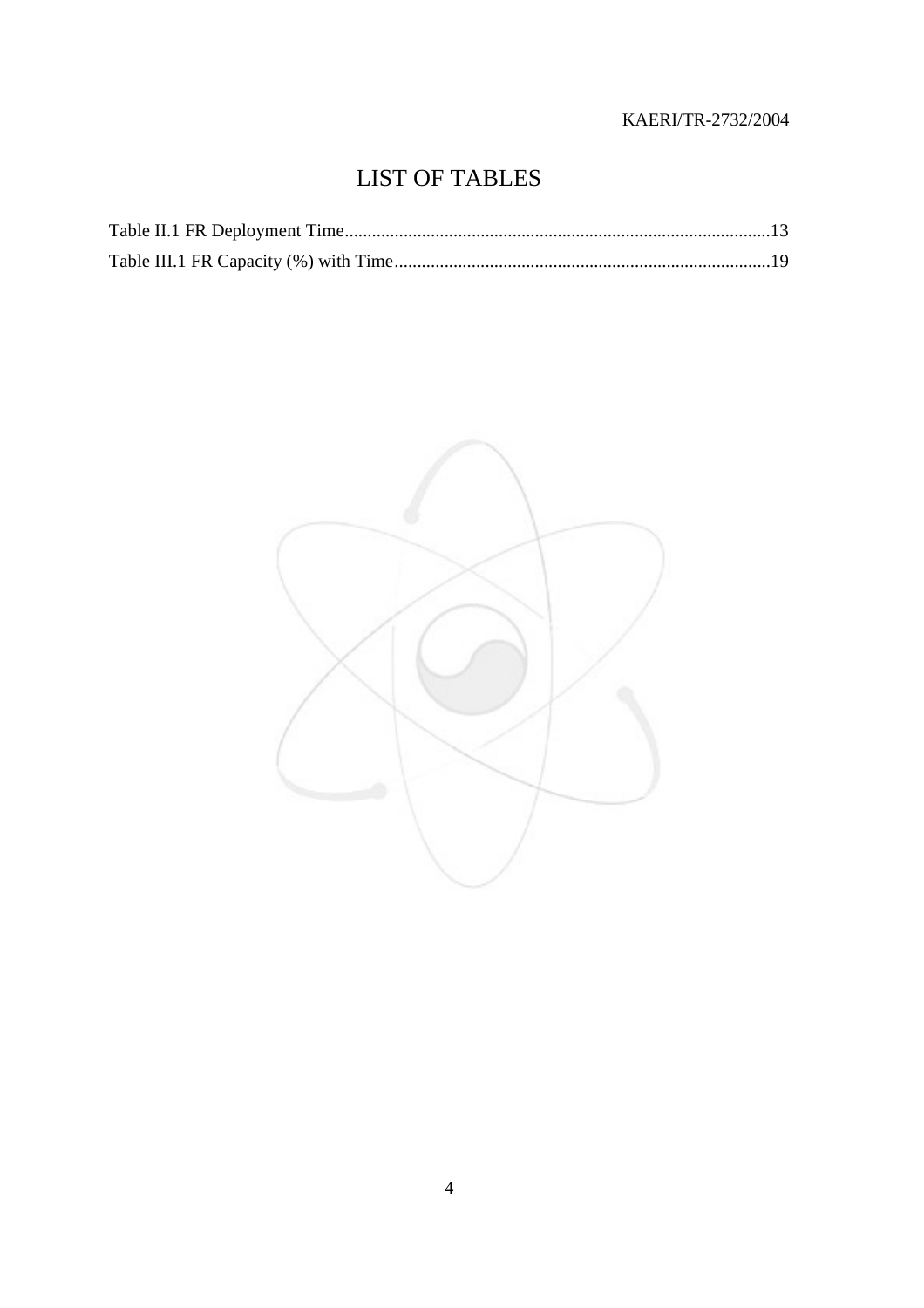# LIST OF TABLES

Table II.1 FR Deployment Time..........................................................................................13

Table III.1 FR Capacity (%) with Time..................................................................................19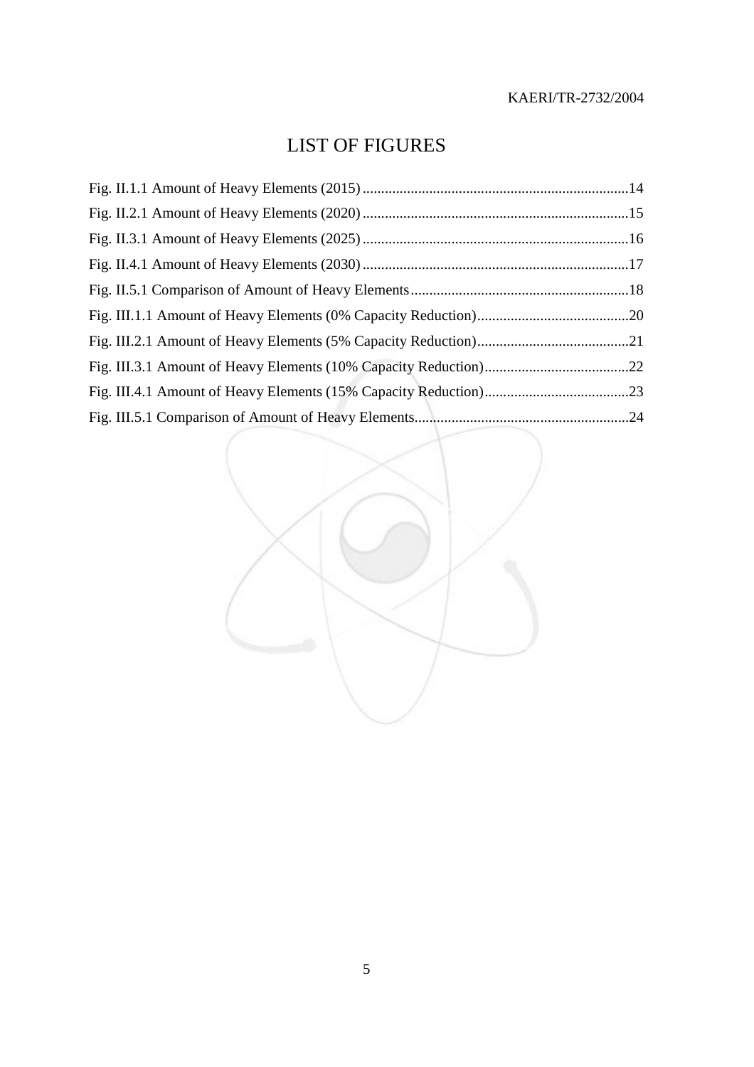# LIST OF FIGURES

Fig. II.1.1 Amount of Heavy Elements (2015) ........................................................................14

Fig. II.2.1 Amount of Heavy Elements (2020) ........................................................................15

Fig. II.3.1 Amount of Heavy Elements (2025) ........................................................................16

Fig. II.4.1 Amount of Heavy Elements (2030) ........................................................................17

Fig. II.5.1 Comparison of Amount of Heavy Elements...........................................................18

Fig. III.1.1 Amount of Heavy Elements (0% Capacity Reduction).........................................20

Fig. III.2.1 Amount of Heavy Elements (5% Capacity Reduction).........................................21

Fig. III.3.1 Amount of Heavy Elements (10% Capacity Reduction).......................................22

Fig. III.4.1 Amount of Heavy Elements (15% Capacity Reduction).......................................23

Fig. III.5.1 Comparison of Amount of Heavy Elements..........................................................24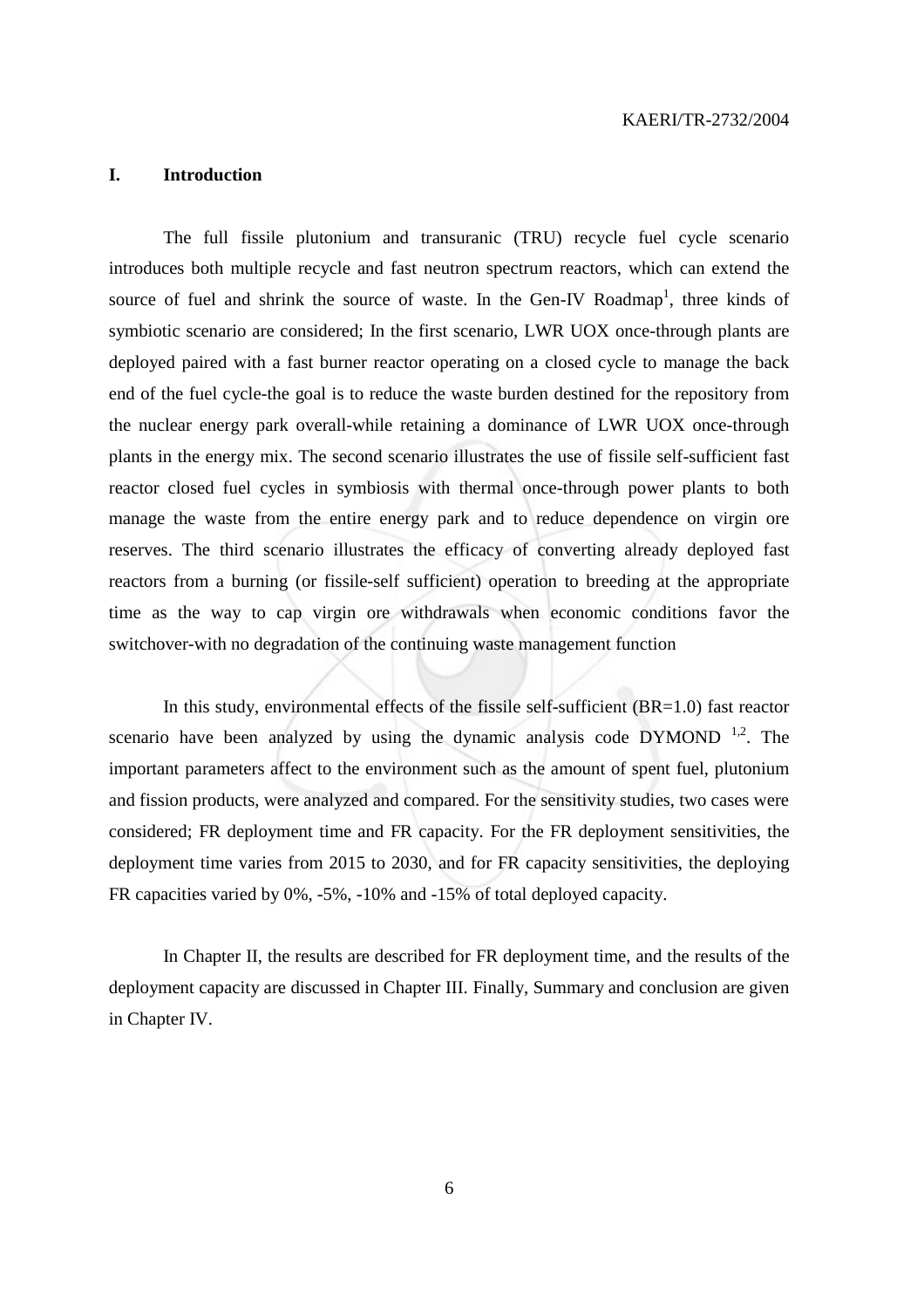# I. Introduction

The full fissile plutonium and transuranic (TRU) recycle fuel cycle scenario introduces both multiple recycle and fast neutron spectrum reactors, which can extend the source of fuel and shrink the source of waste. In the Gen-IV Roadmap[1], three kinds of symbiotic scenario are considered; In the first scenario, LWR UOX once-through plants are deployed paired with a fast burner reactor operating on a closed cycle to manage the back end of the fuel cycle-the goal is to reduce the waste burden destined for the repository from the nuclear energy park overall-while retaining a dominance of LWR UOX once-through plants in the energy mix. The second scenario illustrates the use of fissile self-sufficient fast reactor closed fuel cycles in symbiosis with thermal once-through power plants to both manage the waste from the entire energy park and to reduce dependence on virgin ore reserves. The third scenario illustrates the efficacy of converting already deployed fast reactors from a burning (or fissile-self sufficient) operation to breeding at the appropriate time as the way to cap virgin ore withdrawals when economic conditions favor the switchover-with no degradation of the continuing waste management function

In this study, environmental effects of the fissile self-sufficient (BR=1.0) fast reactor scenario have been analyzed by using the dynamic analysis code DYMOND [1,2]. The important parameters affect to the environment such as the amount of spent fuel, plutonium and fission products, were analyzed and compared. For the sensitivity studies, two cases were considered; FR deployment time and FR capacity. For the FR deployment sensitivities, the deployment time varies from 2015 to 2030, and for FR capacity sensitivities, the deploying FR capacities varied by 0%, -5%, -10% and -15% of total deployed capacity.

In Chapter II, the results are described for FR deployment time, and the results of the deployment capacity are discussed in Chapter III. Finally, Summary and conclusion are given in Chapter IV.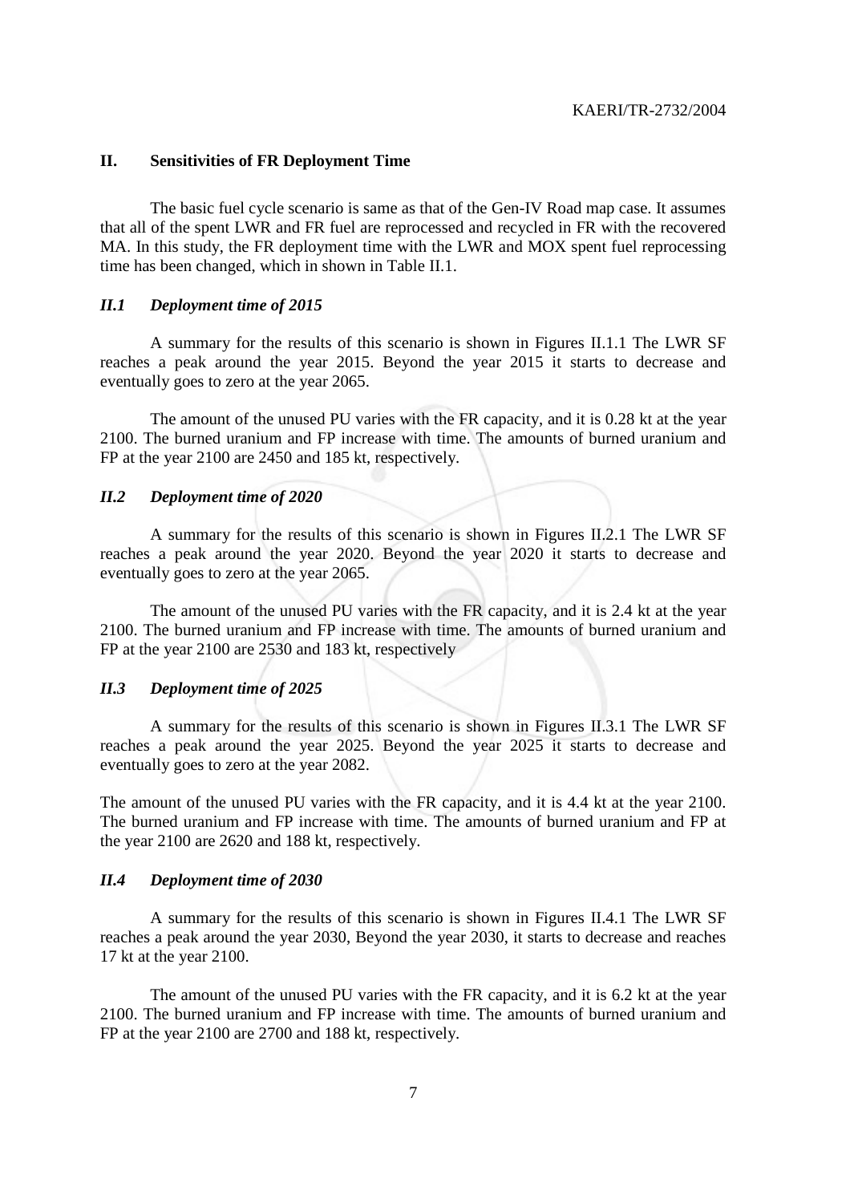## II. Sensitivities of FR Deployment Time

The basic fuel cycle scenario is same as that of the Gen-IV Road map case. It assumes that all of the spent LWR and FR fuel are reprocessed and recycled in FR with the recovered MA. In this study, the FR deployment time with the LWR and MOX spent fuel reprocessing time has been changed, which in shown in Table II.1.

### *II.1 Deployment time of 2015*

A summary for the results of this scenario is shown in Figures II.1.1 The LWR SF reaches a peak around the year 2015. Beyond the year 2015 it starts to decrease and eventually goes to zero at the year 2065.

The amount of the unused PU varies with the FR capacity, and it is 0.28 kt at the year 2100. The burned uranium and FP increase with time. The amounts of burned uranium and FP at the year 2100 are 2450 and 185 kt, respectively.

### *II.2 Deployment time of 2020*

A summary for the results of this scenario is shown in Figures II.2.1 The LWR SF reaches a peak around the year 2020. Beyond the year 2020 it starts to decrease and eventually goes to zero at the year 2065.

The amount of the unused PU varies with the FR capacity, and it is 2.4 kt at the year 2100. The burned uranium and FP increase with time. The amounts of burned uranium and FP at the year 2100 are 2530 and 183 kt, respectively

### *II.3 Deployment time of 2025*

A summary for the results of this scenario is shown in Figures II.3.1 The LWR SF reaches a peak around the year 2025. Beyond the year 2025 it starts to decrease and eventually goes to zero at the year 2082.

The amount of the unused PU varies with the FR capacity, and it is 4.4 kt at the year 2100. The burned uranium and FP increase with time. The amounts of burned uranium and FP at the year 2100 are 2620 and 188 kt, respectively.

### *II.4 Deployment time of 2030*

A summary for the results of this scenario is shown in Figures II.4.1 The LWR SF reaches a peak around the year 2030, Beyond the year 2030, it starts to decrease and reaches 17 kt at the year 2100.

The amount of the unused PU varies with the FR capacity, and it is 6.2 kt at the year 2100. The burned uranium and FP increase with time. The amounts of burned uranium and FP at the year 2100 are 2700 and 188 kt, respectively.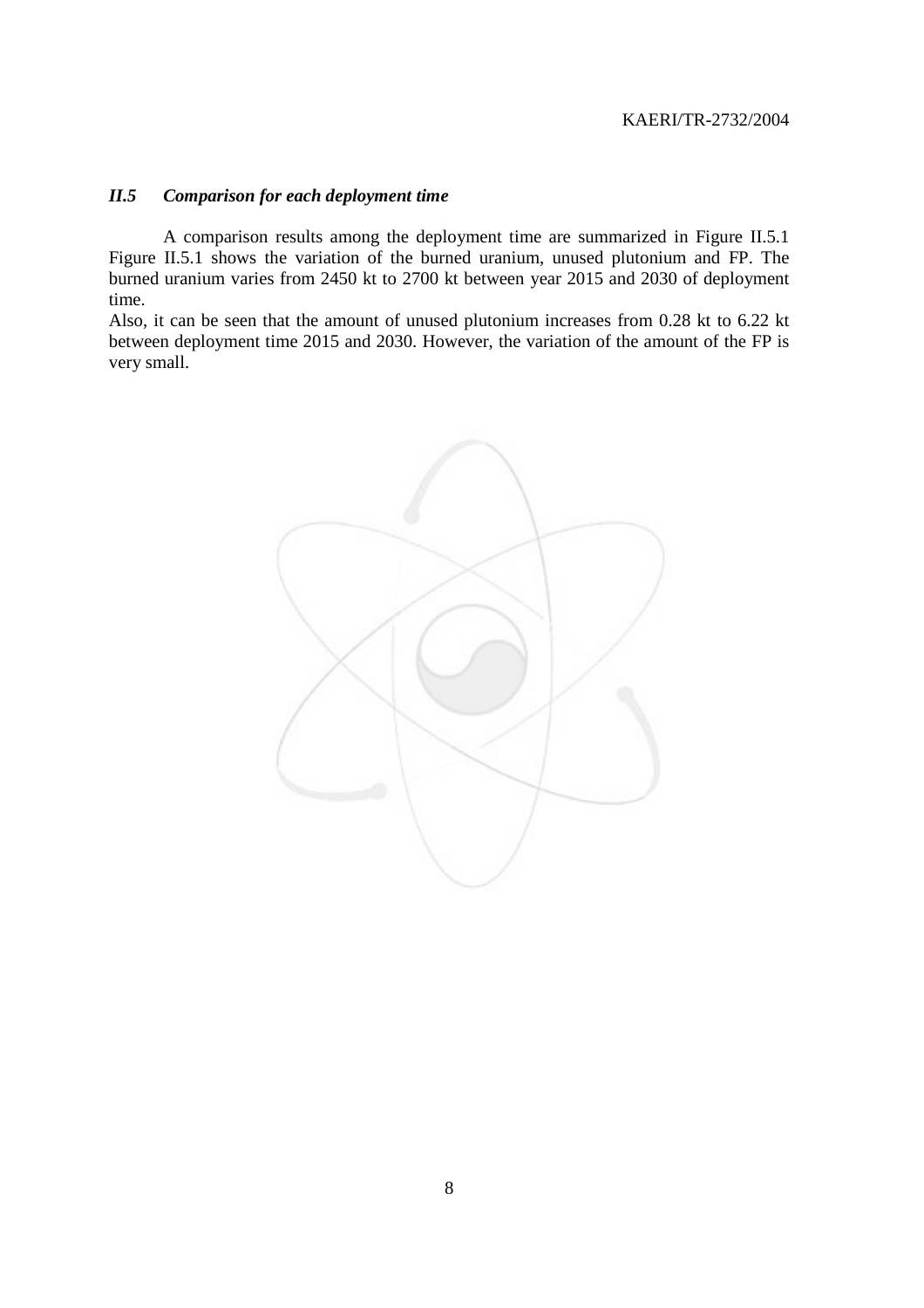### *II.5 Comparison for each deployment time*

A comparison results among the deployment time are summarized in Figure II.5.1 Figure II.5.1 shows the variation of the burned uranium, unused plutonium and FP. The burned uranium varies from 2450 kt to 2700 kt between year 2015 and 2030 of deployment time.

Also, it can be seen that the amount of unused plutonium increases from 0.28 kt to 6.22 kt between deployment time 2015 and 2030. However, the variation of the amount of the FP is very small.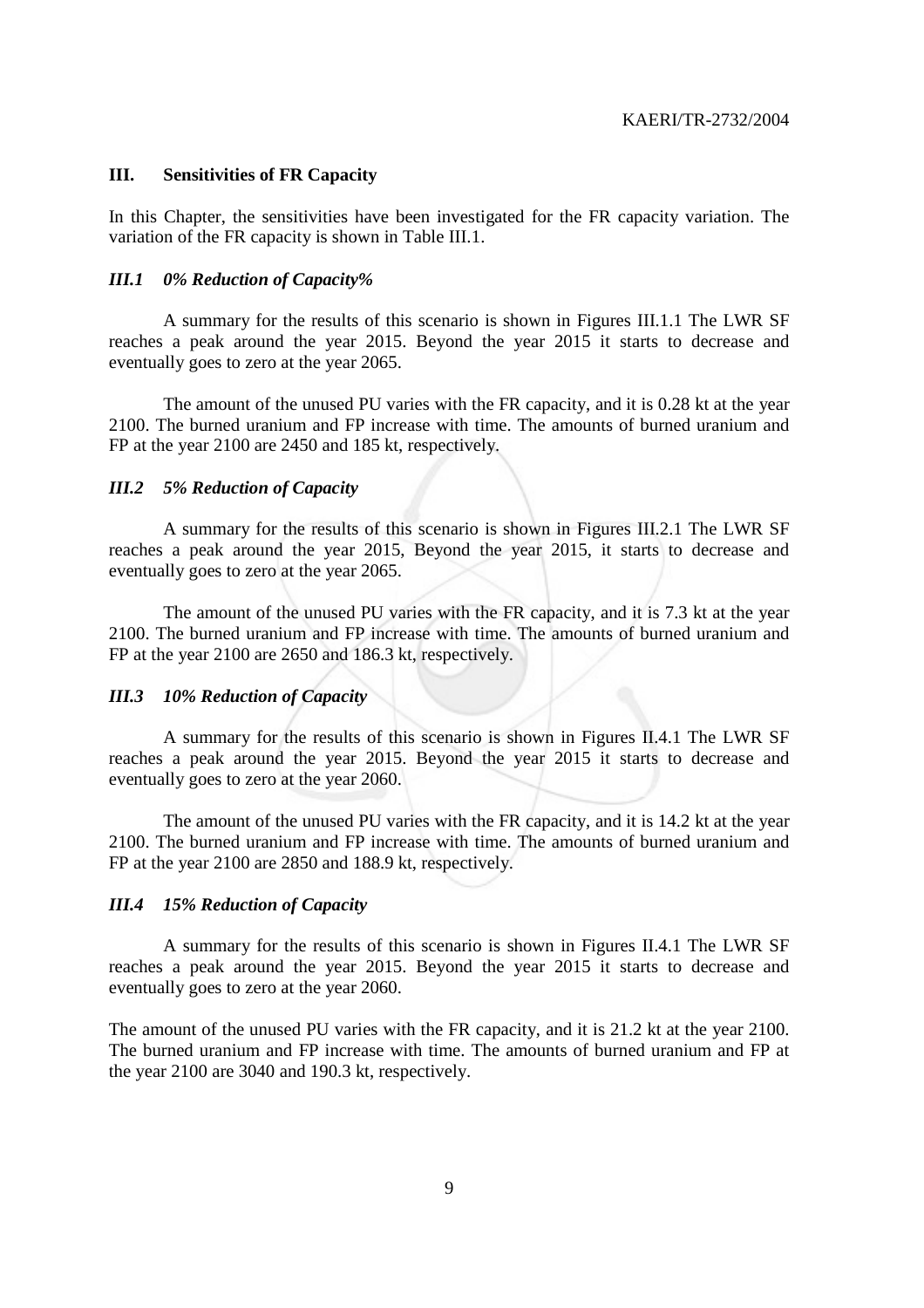## III. Sensitivities of FR Capacity

In this Chapter, the sensitivities have been investigated for the FR capacity variation. The variation of the FR capacity is shown in Table III.1.

### *III.1 0% Reduction of Capacity%*

A summary for the results of this scenario is shown in Figures III.1.1 The LWR SF reaches a peak around the year 2015. Beyond the year 2015 it starts to decrease and eventually goes to zero at the year 2065.

The amount of the unused PU varies with the FR capacity, and it is 0.28 kt at the year 2100. The burned uranium and FP increase with time. The amounts of burned uranium and FP at the year 2100 are 2450 and 185 kt, respectively.

### *III.2 5% Reduction of Capacity*

A summary for the results of this scenario is shown in Figures III.2.1 The LWR SF reaches a peak around the year 2015, Beyond the year 2015, it starts to decrease and eventually goes to zero at the year 2065.

The amount of the unused PU varies with the FR capacity, and it is 7.3 kt at the year 2100. The burned uranium and FP increase with time. The amounts of burned uranium and FP at the year 2100 are 2650 and 186.3 kt, respectively.

### *III.3 10% Reduction of Capacity*

A summary for the results of this scenario is shown in Figures II.4.1 The LWR SF reaches a peak around the year 2015. Beyond the year 2015 it starts to decrease and eventually goes to zero at the year 2060.

The amount of the unused PU varies with the FR capacity, and it is 14.2 kt at the year 2100. The burned uranium and FP increase with time. The amounts of burned uranium and FP at the year 2100 are 2850 and 188.9 kt, respectively.

### *III.4 15% Reduction of Capacity*

A summary for the results of this scenario is shown in Figures II.4.1 The LWR SF reaches a peak around the year 2015. Beyond the year 2015 it starts to decrease and eventually goes to zero at the year 2060.

The amount of the unused PU varies with the FR capacity, and it is 21.2 kt at the year 2100. The burned uranium and FP increase with time. The amounts of burned uranium and FP at the year 2100 are 3040 and 190.3 kt, respectively.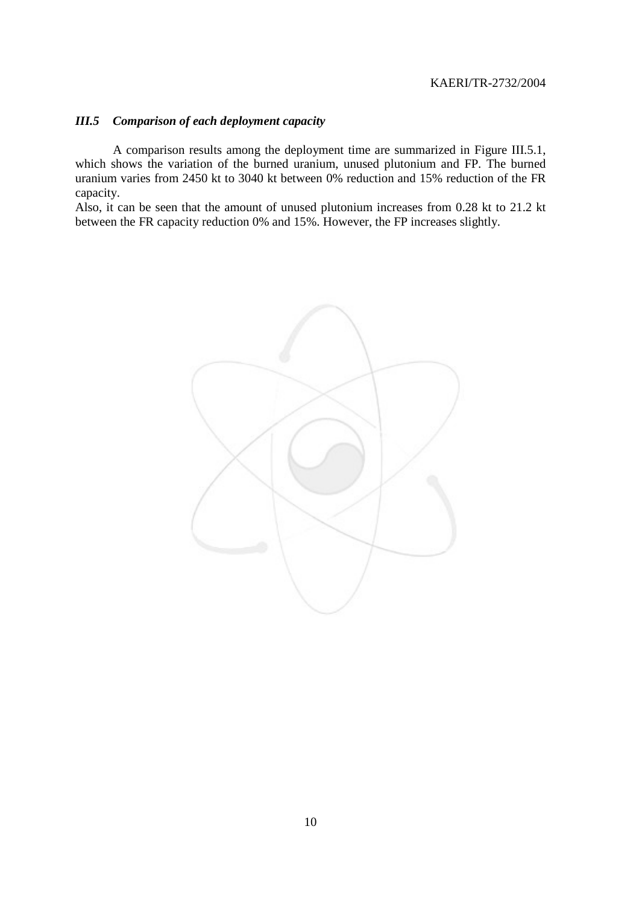### *III.5 Comparison of each deployment capacity*

A comparison results among the deployment time are summarized in Figure III.5.1, which shows the variation of the burned uranium, unused plutonium and FP. The burned uranium varies from 2450 kt to 3040 kt between 0% reduction and 15% reduction of the FR capacity.
Also, it can be seen that the amount of unused plutonium increases from 0.28 kt to 21.2 kt between the FR capacity reduction 0% and 15%. However, the FP increases slightly.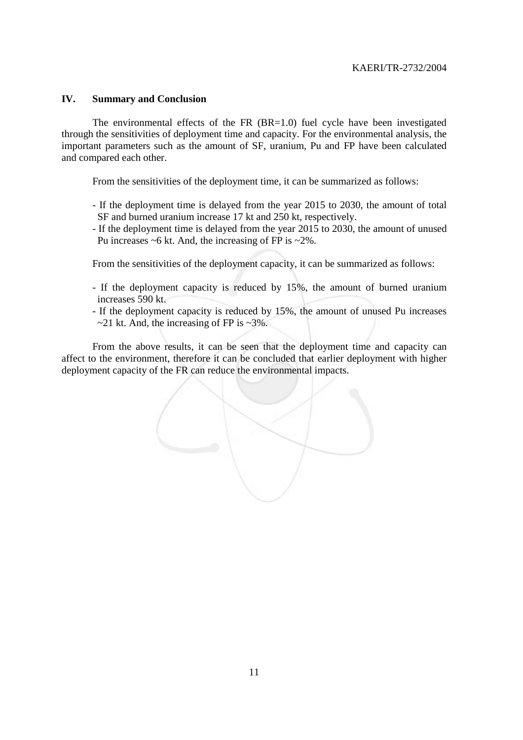## IV. Summary and Conclusion

The environmental effects of the FR (BR=1.0) fuel cycle have been investigated through the sensitivities of deployment time and capacity. For the environmental analysis, the important parameters such as the amount of SF, uranium, Pu and FP have been calculated and compared each other.

From the sensitivities of the deployment time, it can be summarized as follows:

- If the deployment time is delayed from the year 2015 to 2030, the amount of total SF and burned uranium increase 17 kt and 250 kt, respectively.
- If the deployment time is delayed from the year 2015 to 2030, the amount of unused Pu increases ~6 kt. And, the increasing of FP is ~2%.

From the sensitivities of the deployment capacity, it can be summarized as follows:

- If the deployment capacity is reduced by 15%, the amount of burned uranium increases 590 kt.
- If the deployment capacity is reduced by 15%, the amount of unused Pu increases ~21 kt. And, the increasing of FP is ~3%.

From the above results, it can be seen that the deployment time and capacity can affect to the environment, therefore it can be concluded that earlier deployment with higher deployment capacity of the FR can reduce the environmental impacts.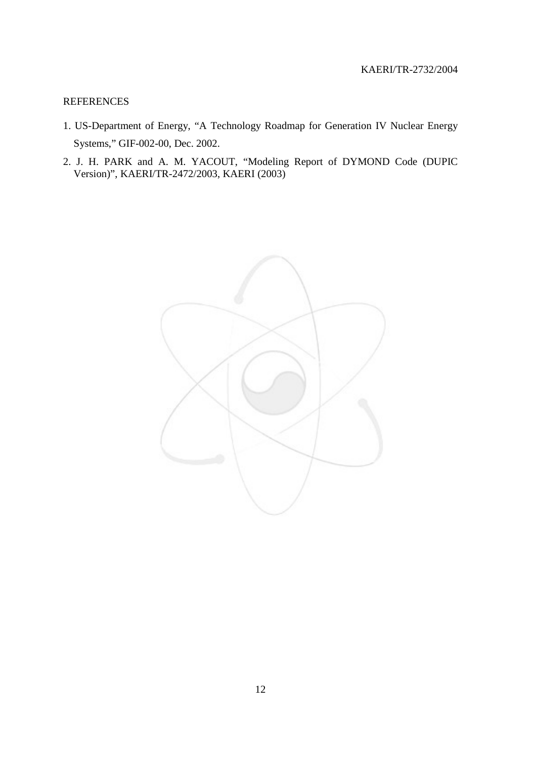REFERENCES

1. US-Department of Energy, “A Technology Roadmap for Generation IV Nuclear Energy Systems,” GIF-002-00, Dec. 2002.
2. J. H. PARK and A. M. YACOUT, “Modeling Report of DYMOND Code (DUPIC Version)”, KAERI/TR-2472/2003, KAERI (2003)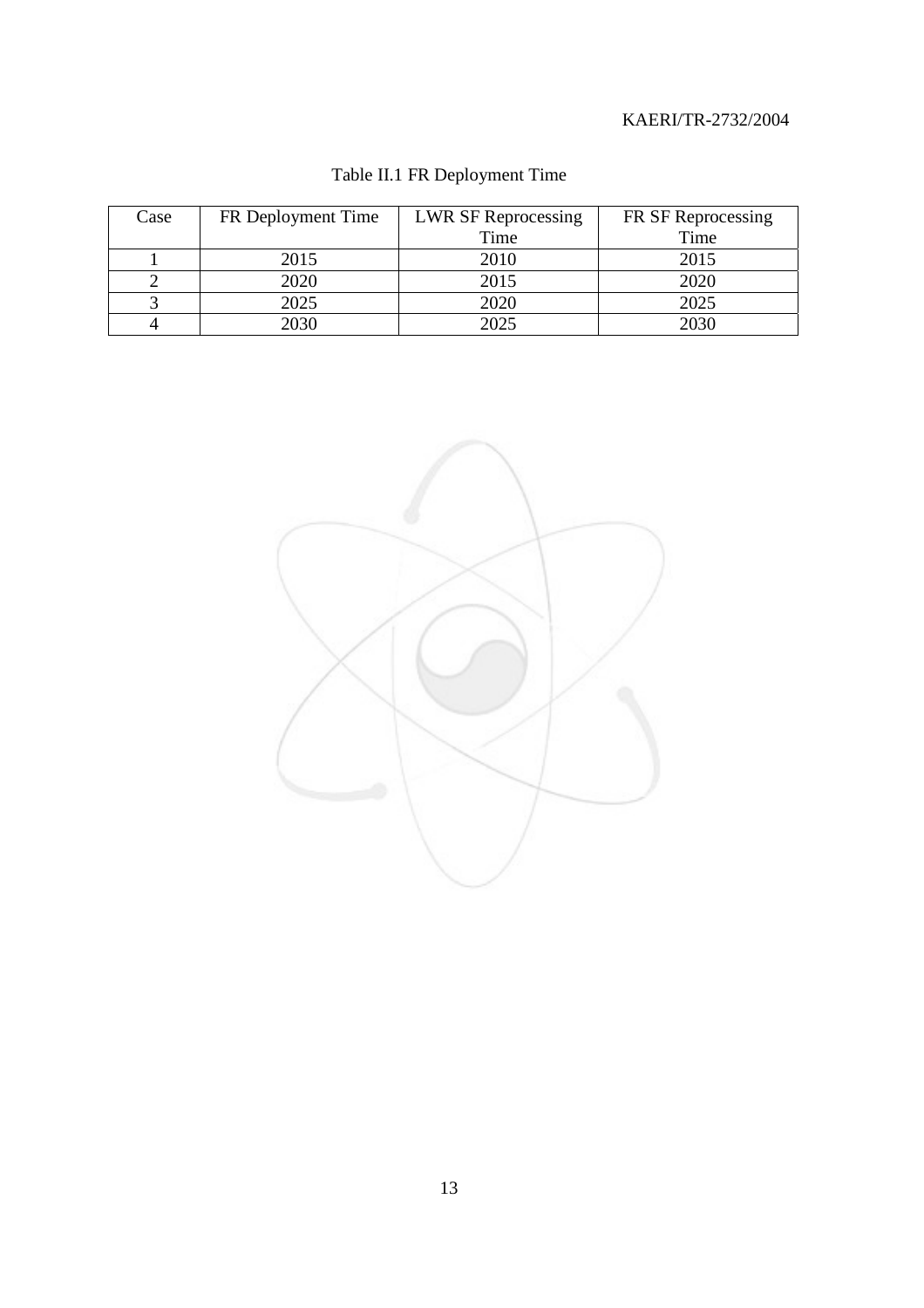Table II.1 FR Deployment Time

| Case | FR Deployment Time | LWR SF Reprocessing Time | FR SF Reprocessing Time |
|---|---|---|---|
| 1 | 2015 | 2010 | 2015 |
| 2 | 2020 | 2015 | 2020 |
| 3 | 2025 | 2020 | 2025 |
| 4 | 2030 | 2025 | 2030 |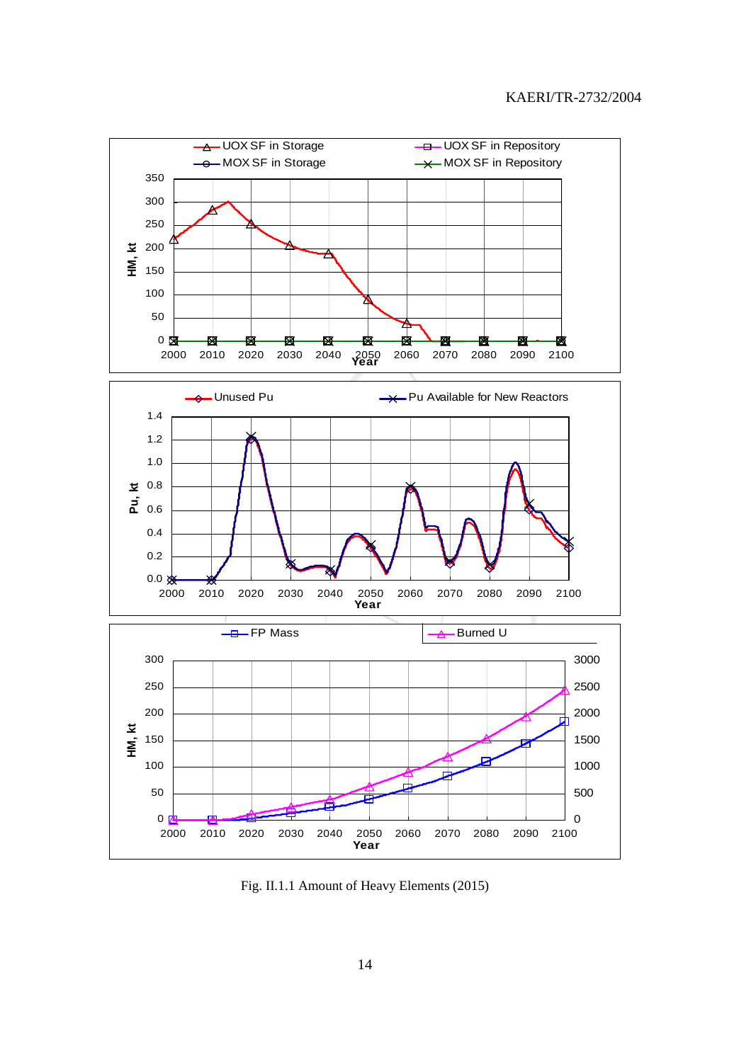Fig. II.1.1 Amount of Heavy Elements (2015)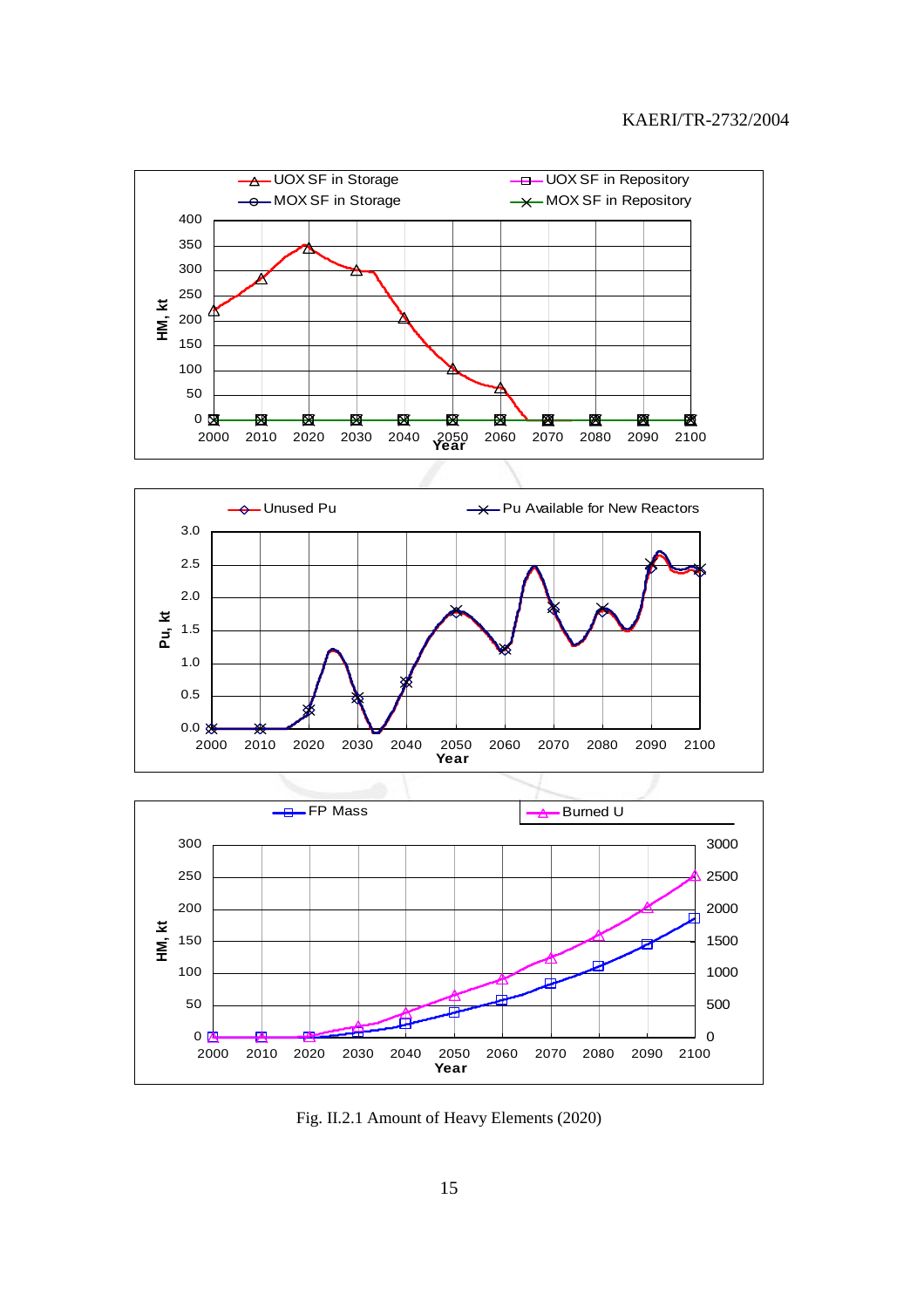Fig. II.2.1 Amount of Heavy Elements (2020)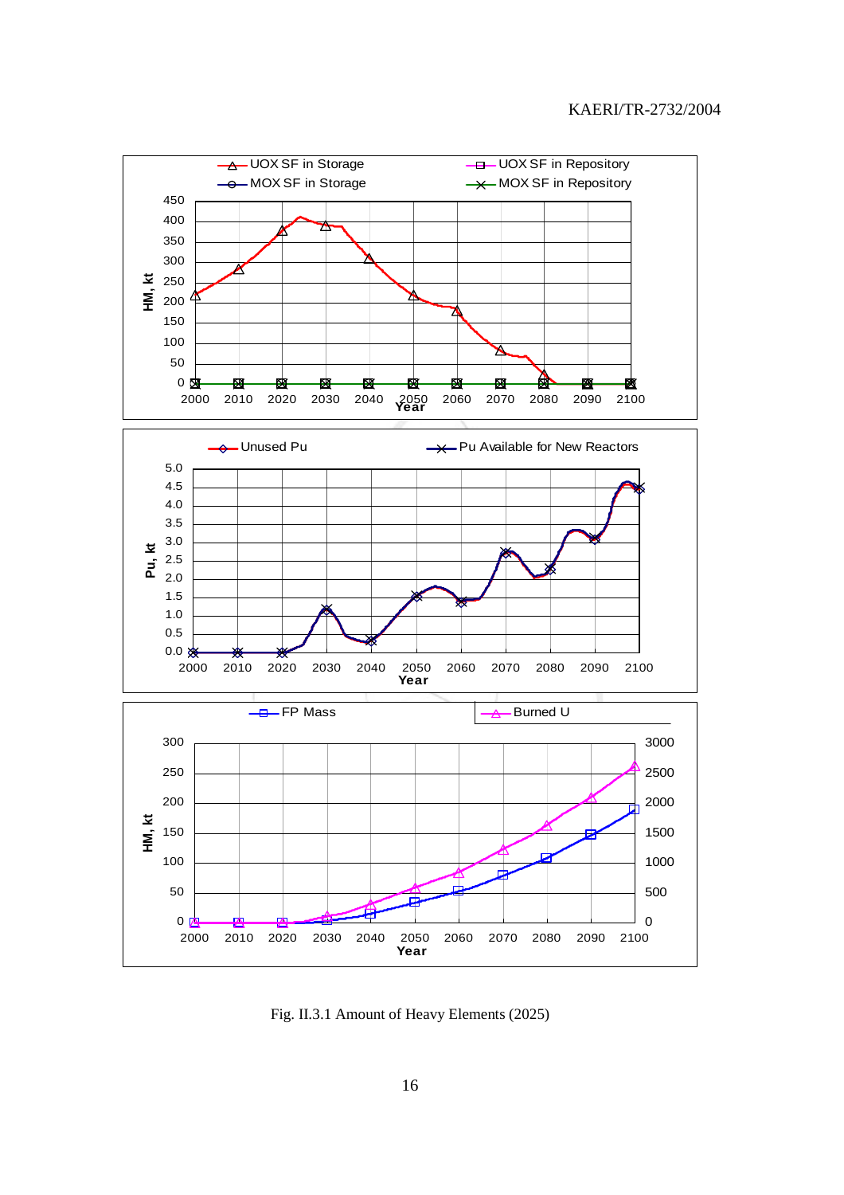Fig. II.3.1 Amount of Heavy Elements (2025)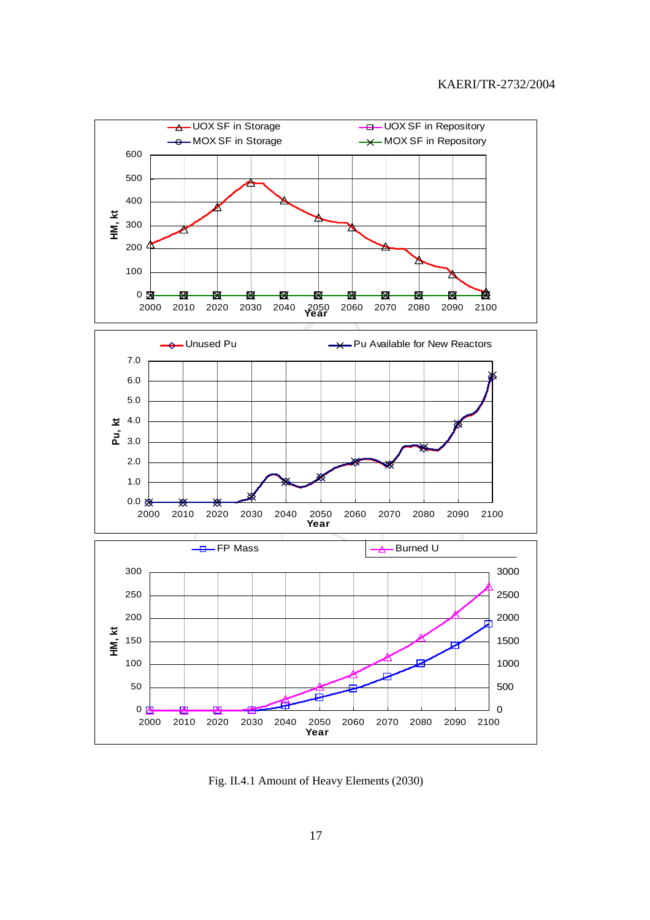Fig. II.4.1 Amount of Heavy Elements (2030)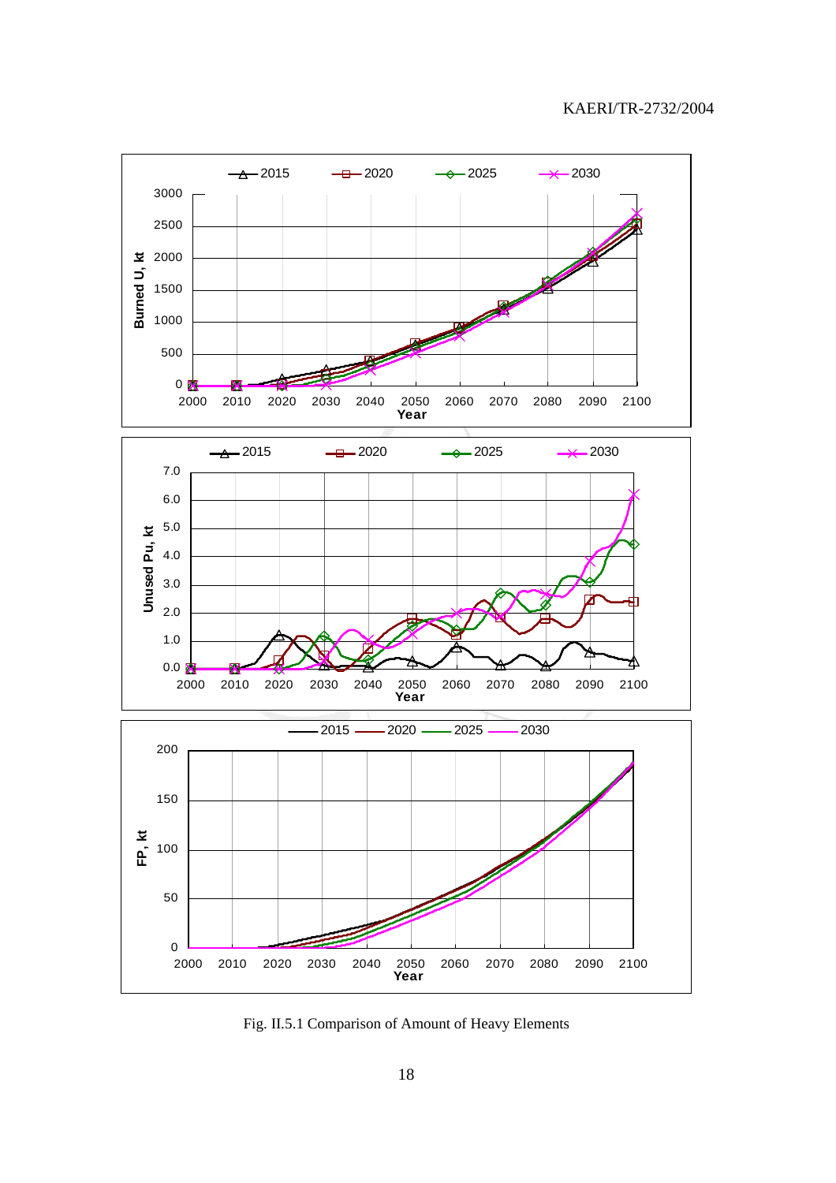Fig. II.5.1 Comparison of Amount of Heavy Elements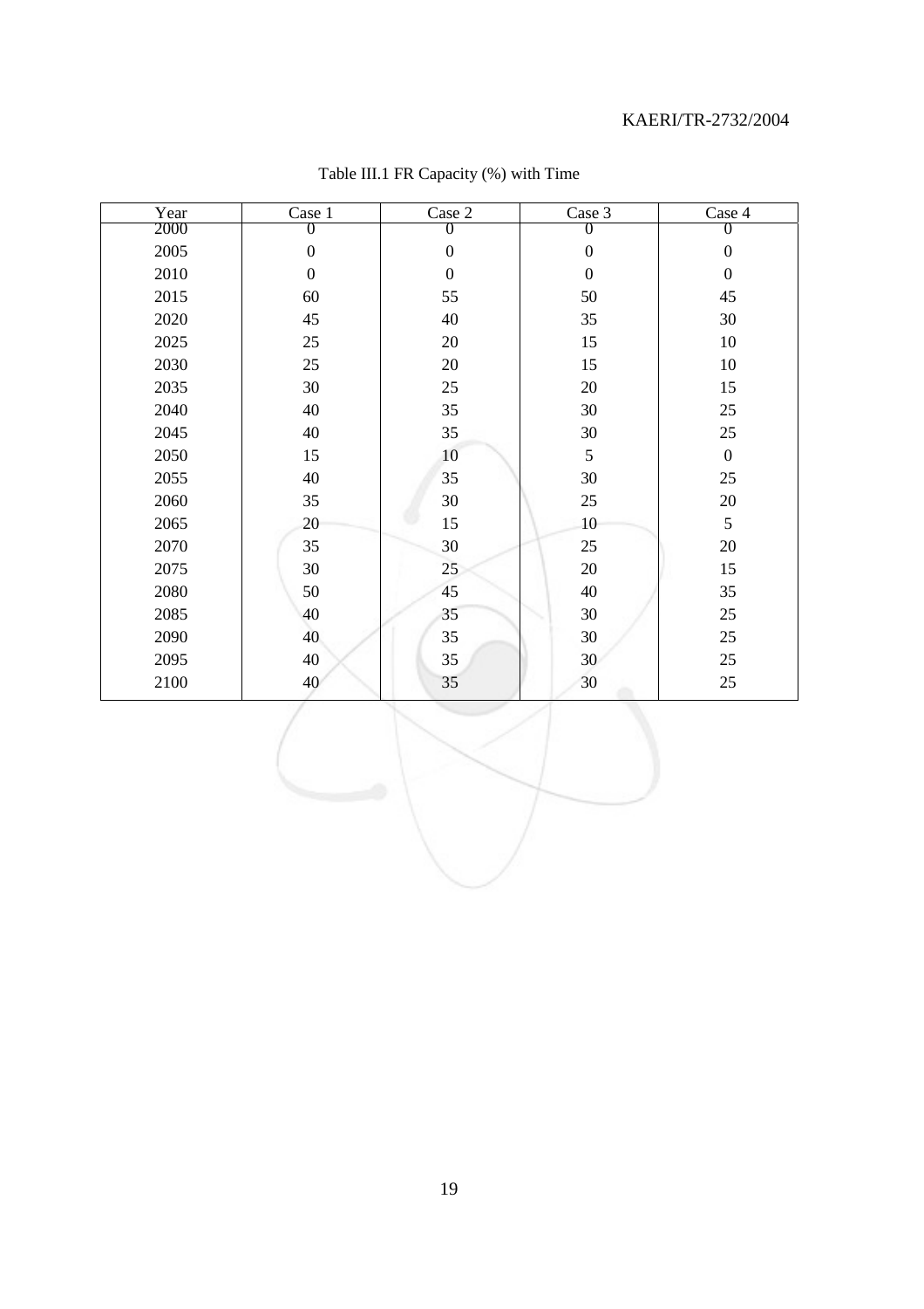Table III.1 FR Capacity (%) with Time

| Year | Case 1 | Case 2 | Case 3 | Case 4 |
|---|---|---|---|---|
| 2000 | 0 | 0 | 0 | 0 |
| 2005 | 0 | 0 | 0 | 0 |
| 2010 | 0 | 0 | 0 | 0 |
| 2015 | 60 | 55 | 50 | 45 |
| 2020 | 45 | 40 | 35 | 30 |
| 2025 | 25 | 20 | 15 | 10 |
| 2030 | 25 | 20 | 15 | 10 |
| 2035 | 30 | 25 | 20 | 15 |
| 2040 | 40 | 35 | 30 | 25 |
| 2045 | 40 | 35 | 30 | 25 |
| 2050 | 15 | 10 | 5 | 0 |
| 2055 | 40 | 35 | 30 | 25 |
| 2060 | 35 | 30 | 25 | 20 |
| 2065 | 20 | 15 | 10 | 5 |
| 2070 | 35 | 30 | 25 | 20 |
| 2075 | 30 | 25 | 20 | 15 |
| 2080 | 50 | 45 | 40 | 35 |
| 2085 | 40 | 35 | 30 | 25 |
| 2090 | 40 | 35 | 30 | 25 |
| 2095 | 40 | 35 | 30 | 25 |
| 2100 | 40 | 35 | 30 | 25 |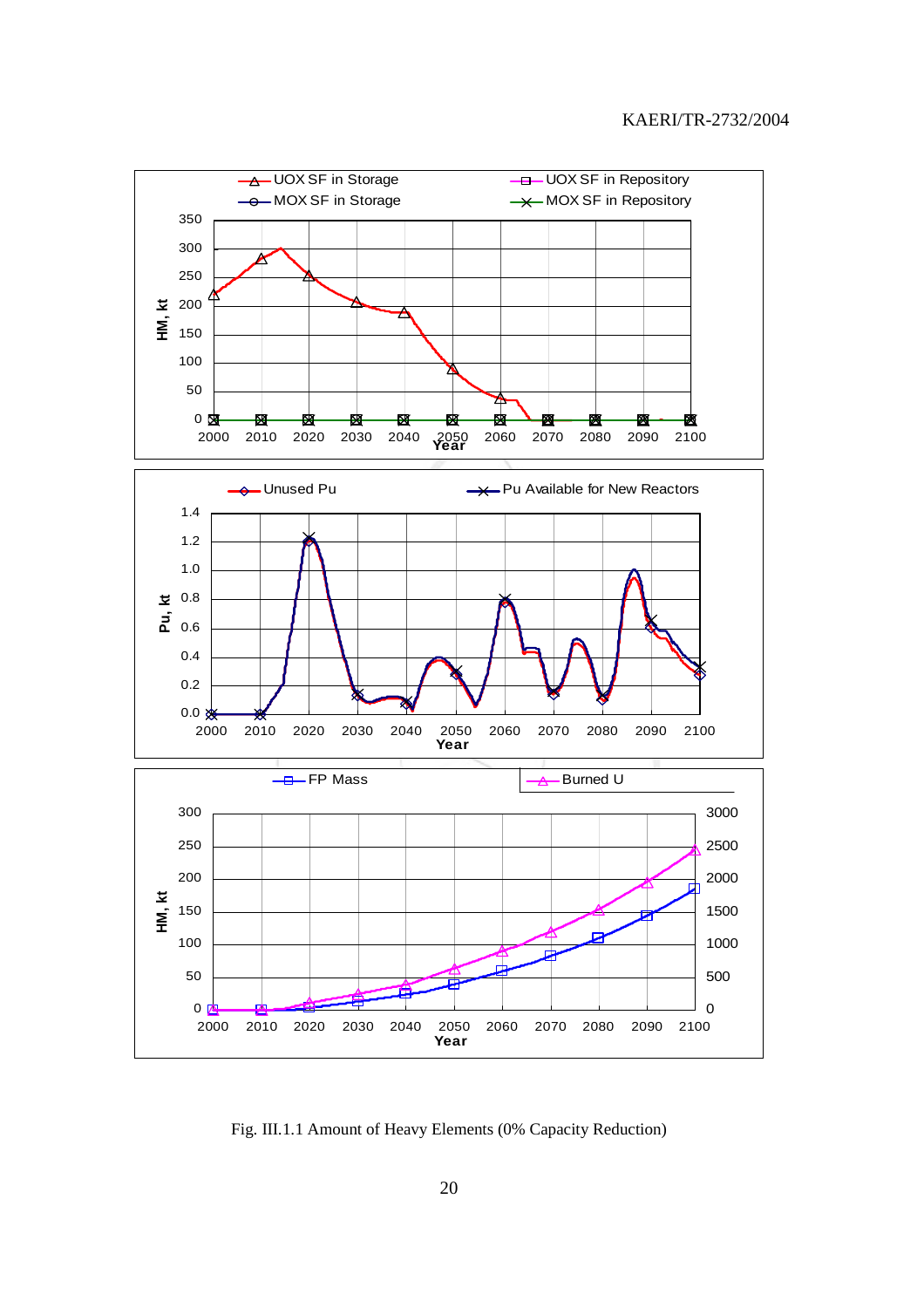Fig. III.1.1 Amount of Heavy Elements (0% Capacity Reduction)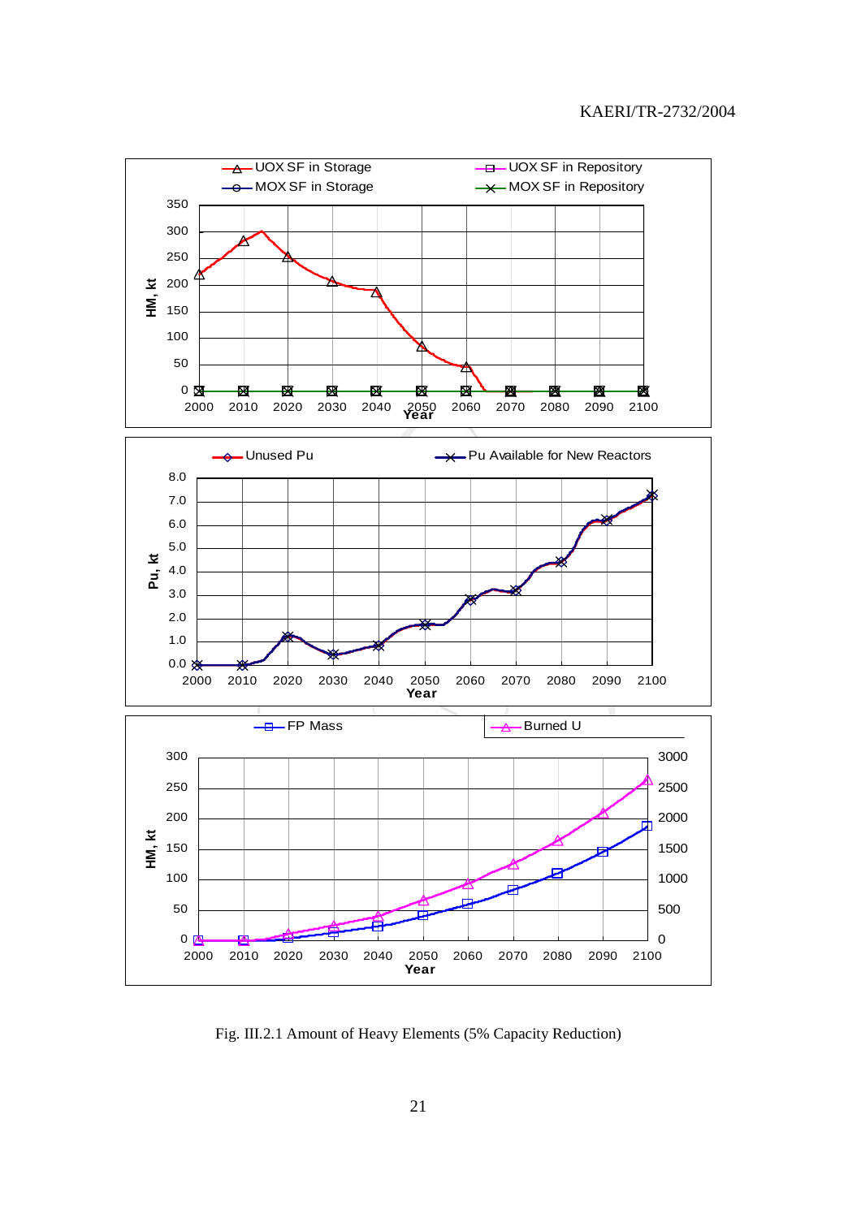Fig. III.2.1 Amount of Heavy Elements (5% Capacity Reduction)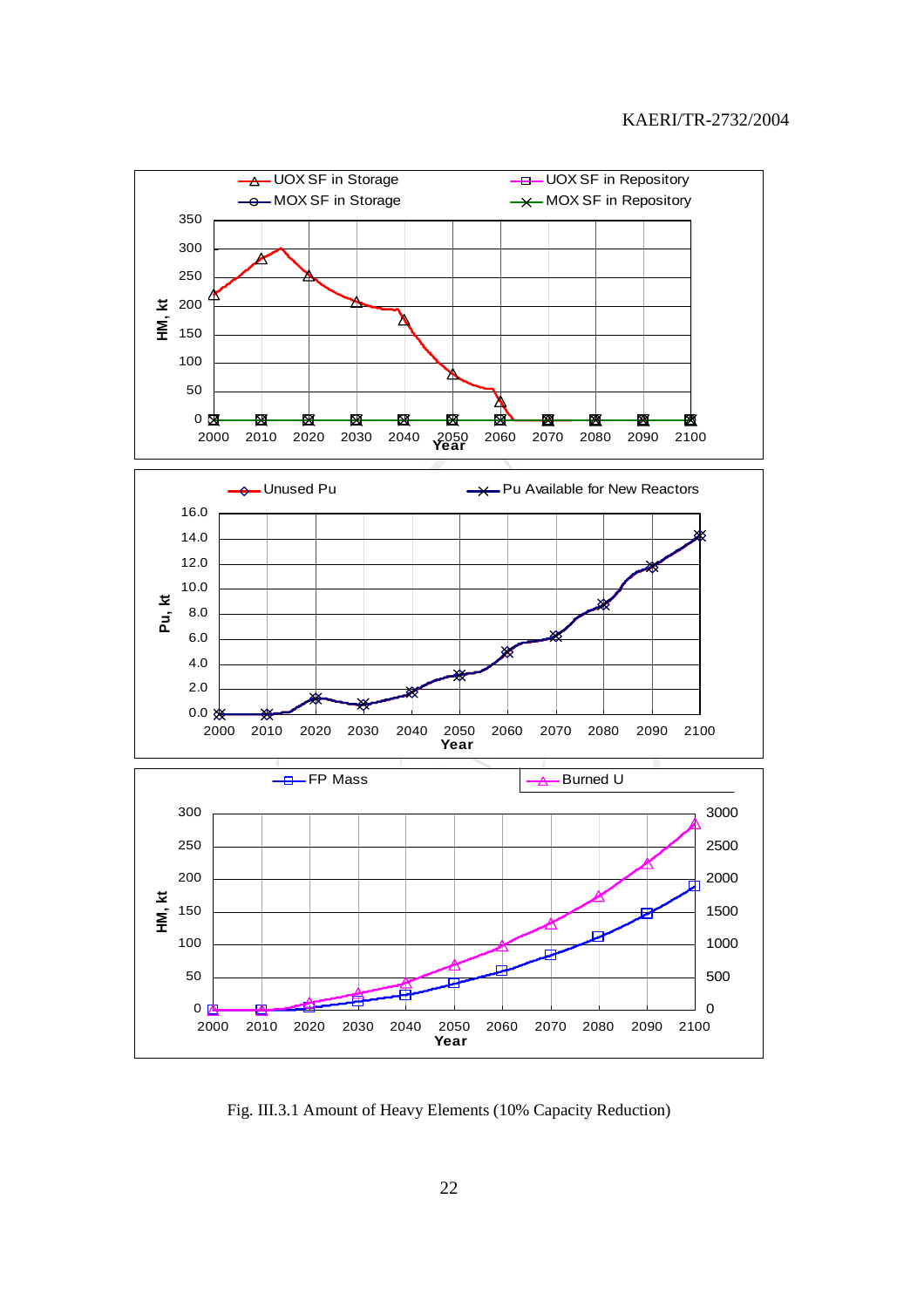Fig. III.3.1 Amount of Heavy Elements (10% Capacity Reduction)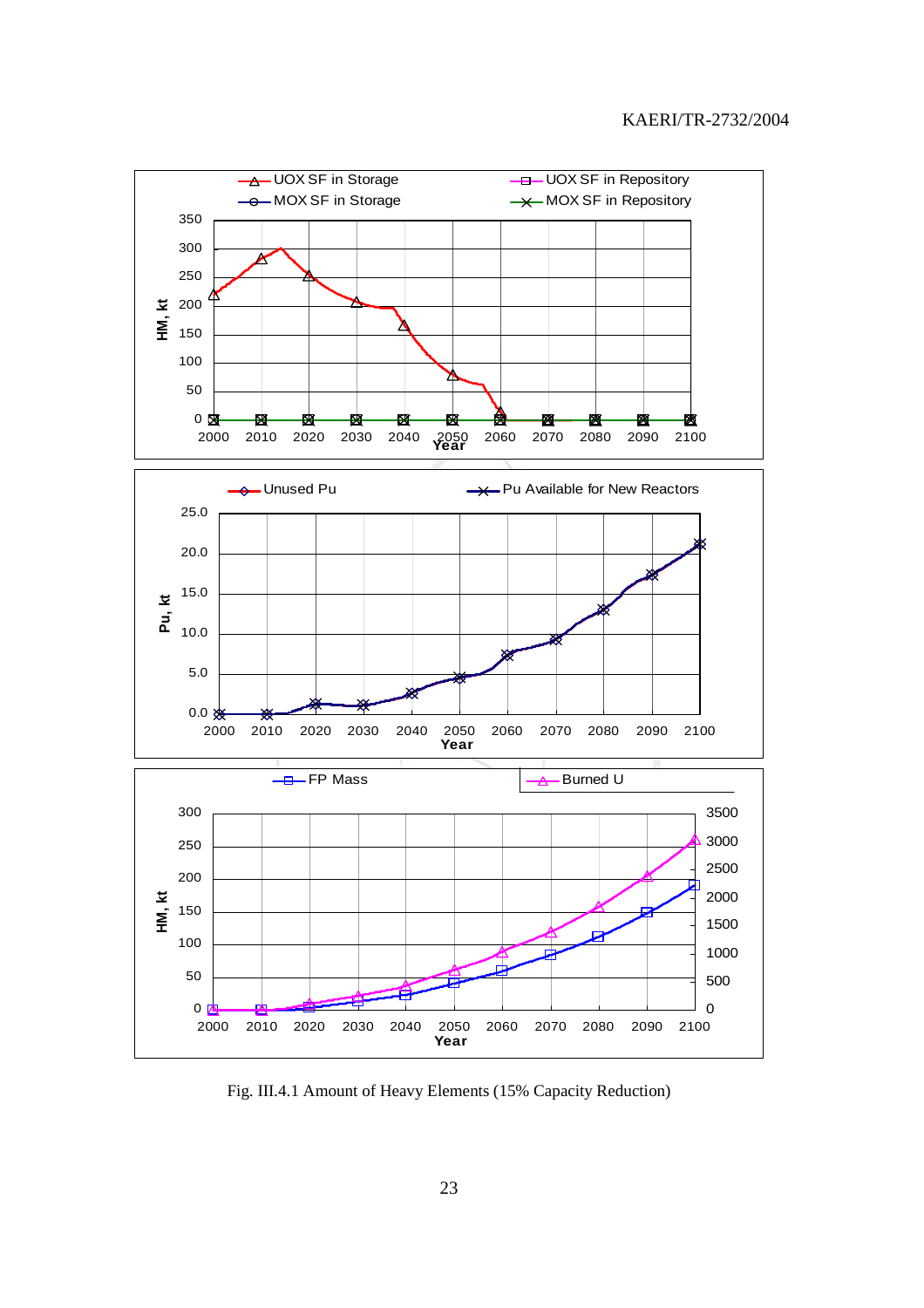Fig. III.4.1 Amount of Heavy Elements (15% Capacity Reduction)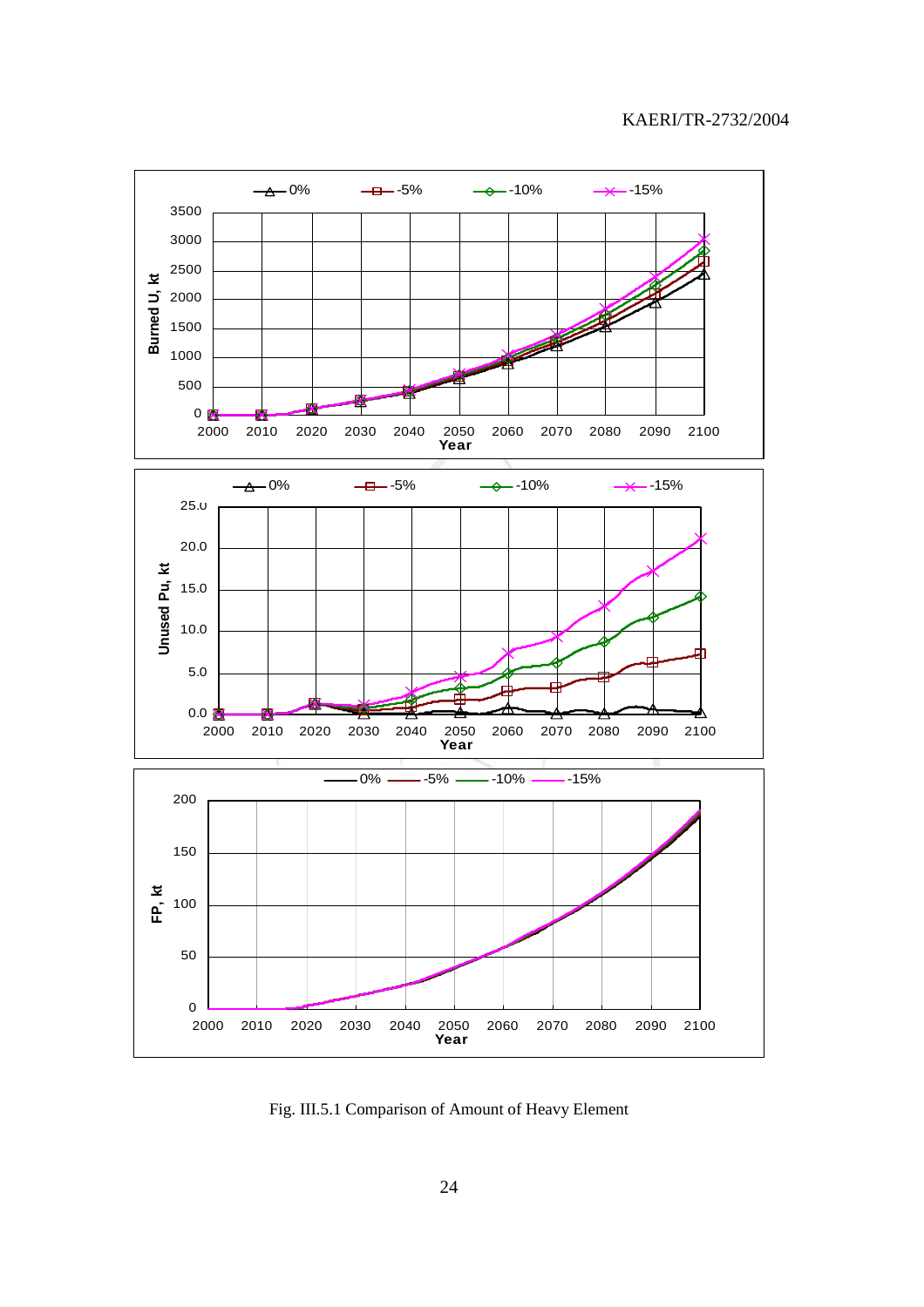Fig. III.5.1 Comparison of Amount of Heavy Element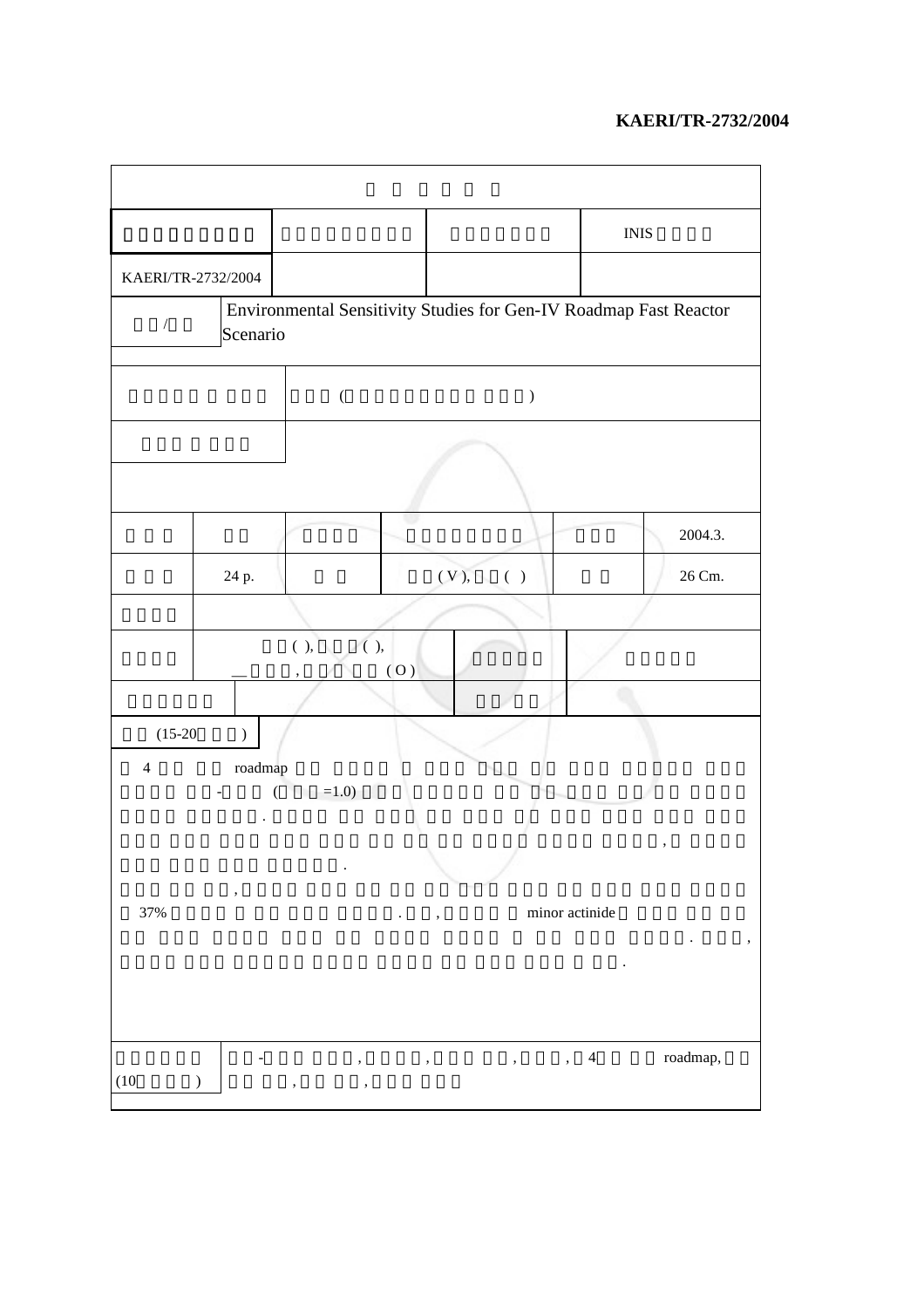KAERI/TR-2732/2004

| | | | |
|---|---|---|---|
| | | | INIS |
| KAERI/TR-2732/2004 | | | |
| / | Environmental Sensitivity Studies for Gen-IV Roadmap Fast Reactor Scenario | | |
| | ( ) | | |
| | | | |

| | | | | | |
|---|---|---|---|---|---|
| | | | | | 2004.3. |
| | 24 p. | | ( V ), ( ) | | 26 Cm. |
| | | | | | |
| | ( ), ( ), , ( O ) | | | | |
| | | | | | |

(15-20 )

4 roadmap - ( =1.0) . , .

, 37% . , minor actinide . , .

(10 ) - , , , , 4 roadmap, , ,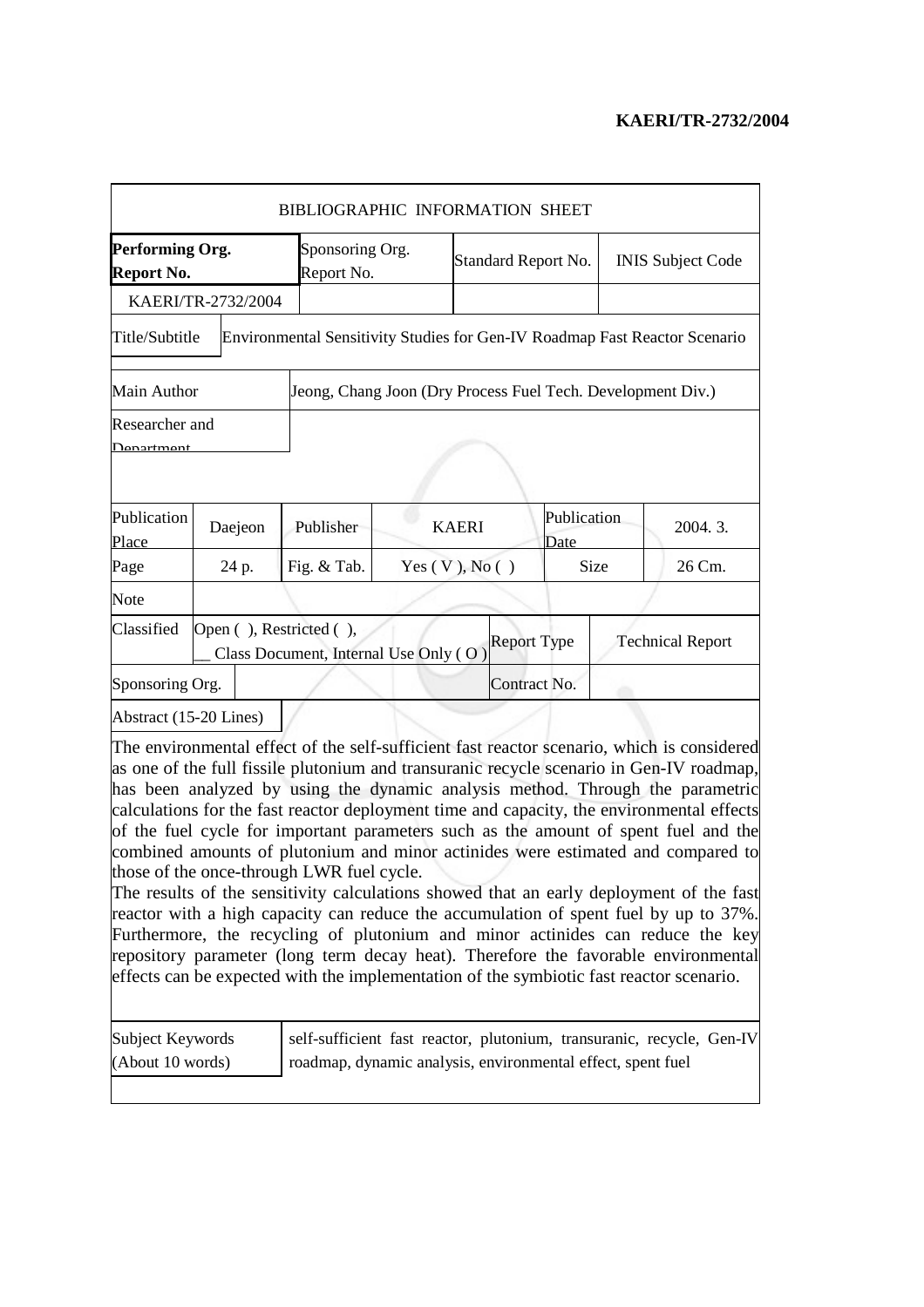**KAERI/TR-2732/2004**

| BIBLIOGRAPHIC INFORMATION SHEET | | | | | | | |
|---|---|---|---|---|---|---|---|
| **Performing Org. Report No.** | | Sponsoring Org. Report No. | | Standard Report No. | | INIS Subject Code | |
| KAERI/TR-2732/2004 | | | | | | | |
| Title/Subtitle | Environmental Sensitivity Studies for Gen-IV Roadmap Fast Reactor Scenario | | | | | | |
| Main Author | | Jeong, Chang Joon (Dry Process Fuel Tech. Development Div.) | | | | | |
| Researcher and Department | | | | | | | |
| Publication Place | Daejeon | Publisher | KAERI | | Publication Date | | 2004. 3. |
| Page | 24 p. | Fig. & Tab. | Yes ( V ), No ( ) | | Size | | 26 Cm. |
| Note | | | | | | | |
| Classified | Open ( ), Restricted ( ), __ Class Document, Internal Use Only ( O ) | | | | Report Type | Technical Report | |
| Sponsoring Org. | | | | | Contract No. | | |

Abstract (15-20 Lines)

The environmental effect of the self-sufficient fast reactor scenario, which is considered as one of the full fissile plutonium and transuranic recycle scenario in Gen-IV roadmap, has been analyzed by using the dynamic analysis method. Through the parametric calculations for the fast reactor deployment time and capacity, the environmental effects of the fuel cycle for important parameters such as the amount of spent fuel and the combined amounts of plutonium and minor actinides were estimated and compared to those of the once-through LWR fuel cycle.
The results of the sensitivity calculations showed that an early deployment of the fast reactor with a high capacity can reduce the accumulation of spent fuel by up to 37%. Furthermore, the recycling of plutonium and minor actinides can reduce the key repository parameter (long term decay heat). Therefore the favorable environmental effects can be expected with the implementation of the symbiotic fast reactor scenario.

| | |
|---|---|
| Subject Keywords (About 10 words) | self-sufficient fast reactor, plutonium, transuranic, recycle, Gen-IV roadmap, dynamic analysis, environmental effect, spent fuel |